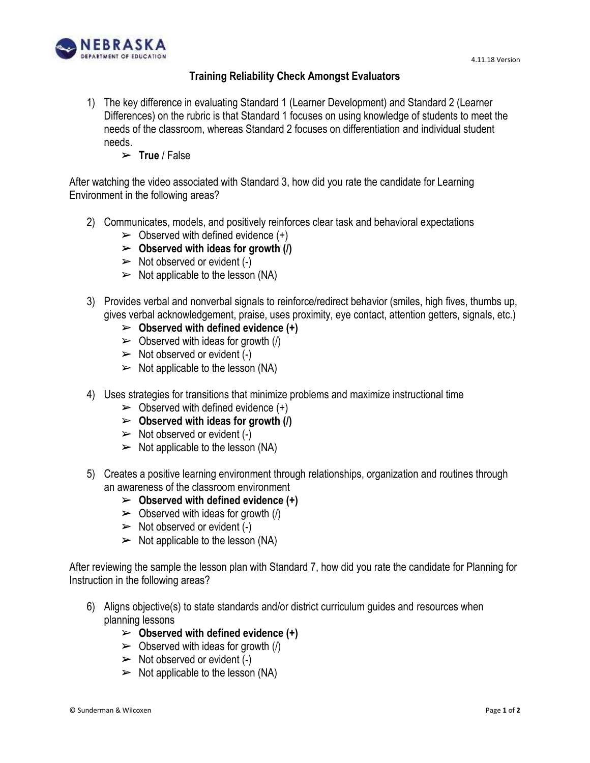4.11.18 Version

# Training Reliability Check Amongst Evaluators

1) The key difference in evaluating Standard 1 (Learner Development) and Standard 2 (Learner Differences) on the rubric is that Standard 1 focuses on using knowledge of students to meet the needs of the classroom, whereas Standard 2 focuses on differentiation and individual student needs.
   - ➢ **True** / False

After watching the video associated with Standard 3, how did you rate the candidate for Learning Environment in the following areas?

2) Communicates, models, and positively reinforces clear task and behavioral expectations
   - ➢ Observed with defined evidence (+)
   - ➢ **Observed with ideas for growth (/)**
   - ➢ Not observed or evident (-)
   - ➢ Not applicable to the lesson (NA)

3) Provides verbal and nonverbal signals to reinforce/redirect behavior (smiles, high fives, thumbs up, gives verbal acknowledgement, praise, uses proximity, eye contact, attention getters, signals, etc.)
   - ➢ **Observed with defined evidence (+)**
   - ➢ Observed with ideas for growth (/)
   - ➢ Not observed or evident (-)
   - ➢ Not applicable to the lesson (NA)

4) Uses strategies for transitions that minimize problems and maximize instructional time
   - ➢ Observed with defined evidence (+)
   - ➢ **Observed with ideas for growth (/)**
   - ➢ Not observed or evident (-)
   - ➢ Not applicable to the lesson (NA)

5) Creates a positive learning environment through relationships, organization and routines through an awareness of the classroom environment
   - ➢ **Observed with defined evidence (+)**
   - ➢ Observed with ideas for growth (/)
   - ➢ Not observed or evident (-)
   - ➢ Not applicable to the lesson (NA)

After reviewing the sample the lesson plan with Standard 7, how did you rate the candidate for Planning for Instruction in the following areas?

6) Aligns objective(s) to state standards and/or district curriculum guides and resources when planning lessons
   - ➢ **Observed with defined evidence (+)**
   - ➢ Observed with ideas for growth (/)
   - ➢ Not observed or evident (-)
   - ➢ Not applicable to the lesson (NA)

© Sunderman & Wilcoxen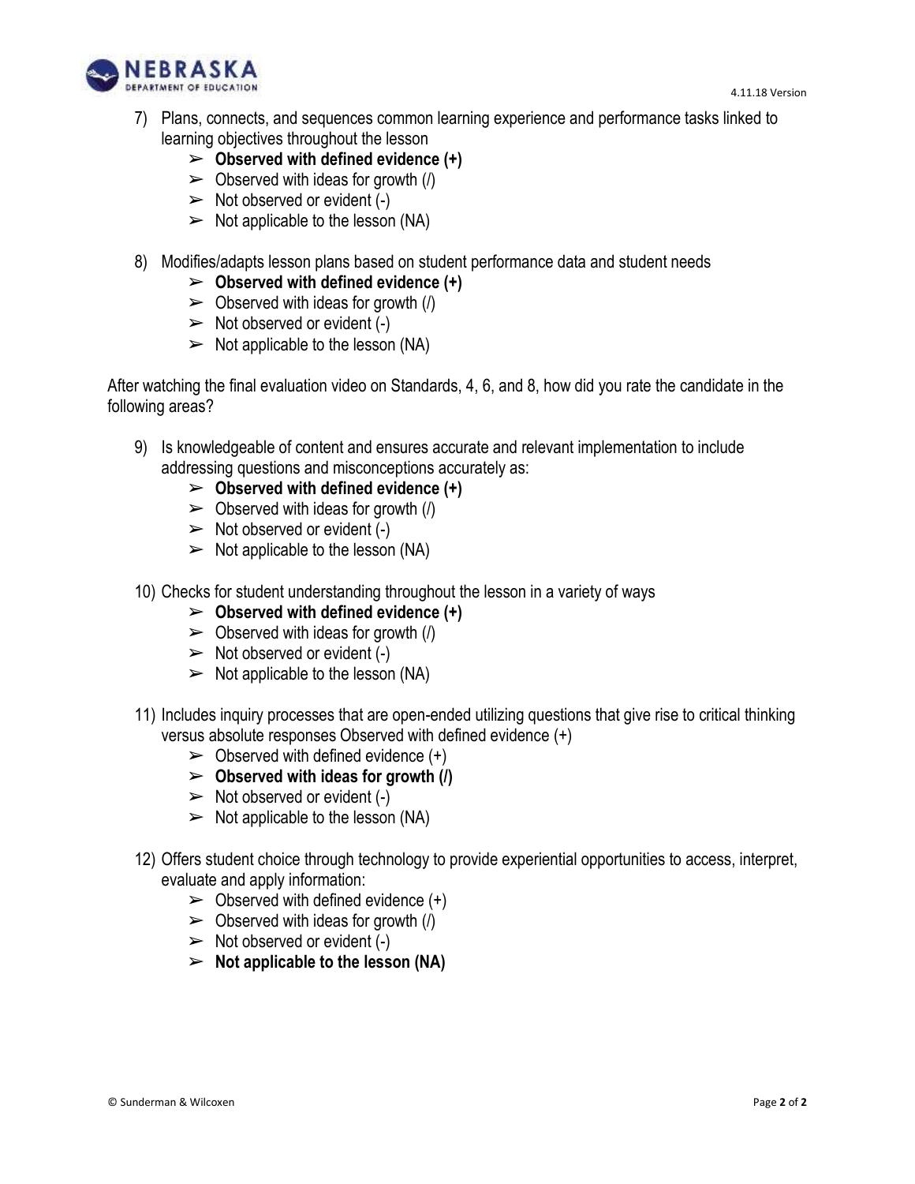7) Plans, connects, and sequences common learning experience and performance tasks linked to learning objectives throughout the lesson
   - ➢ **Observed with defined evidence (+)**
   - ➢ Observed with ideas for growth (/)
   - ➢ Not observed or evident (-)
   - ➢ Not applicable to the lesson (NA)

8) Modifies/adapts lesson plans based on student performance data and student needs
   - ➢ **Observed with defined evidence (+)**
   - ➢ Observed with ideas for growth (/)
   - ➢ Not observed or evident (-)
   - ➢ Not applicable to the lesson (NA)

After watching the final evaluation video on Standards, 4, 6, and 8, how did you rate the candidate in the following areas?

9) Is knowledgeable of content and ensures accurate and relevant implementation to include addressing questions and misconceptions accurately as:
   - ➢ **Observed with defined evidence (+)**
   - ➢ Observed with ideas for growth (/)
   - ➢ Not observed or evident (-)
   - ➢ Not applicable to the lesson (NA)

10) Checks for student understanding throughout the lesson in a variety of ways
    - ➢ **Observed with defined evidence (+)**
    - ➢ Observed with ideas for growth (/)
    - ➢ Not observed or evident (-)
    - ➢ Not applicable to the lesson (NA)

11) Includes inquiry processes that are open-ended utilizing questions that give rise to critical thinking versus absolute responses Observed with defined evidence (+)
    - ➢ Observed with defined evidence (+)
    - ➢ **Observed with ideas for growth (/)**
    - ➢ Not observed or evident (-)
    - ➢ Not applicable to the lesson (NA)

12) Offers student choice through technology to provide experiential opportunities to access, interpret, evaluate and apply information:
    - ➢ Observed with defined evidence (+)
    - ➢ Observed with ideas for growth (/)
    - ➢ Not observed or evident (-)
    - ➢ **Not applicable to the lesson (NA)**